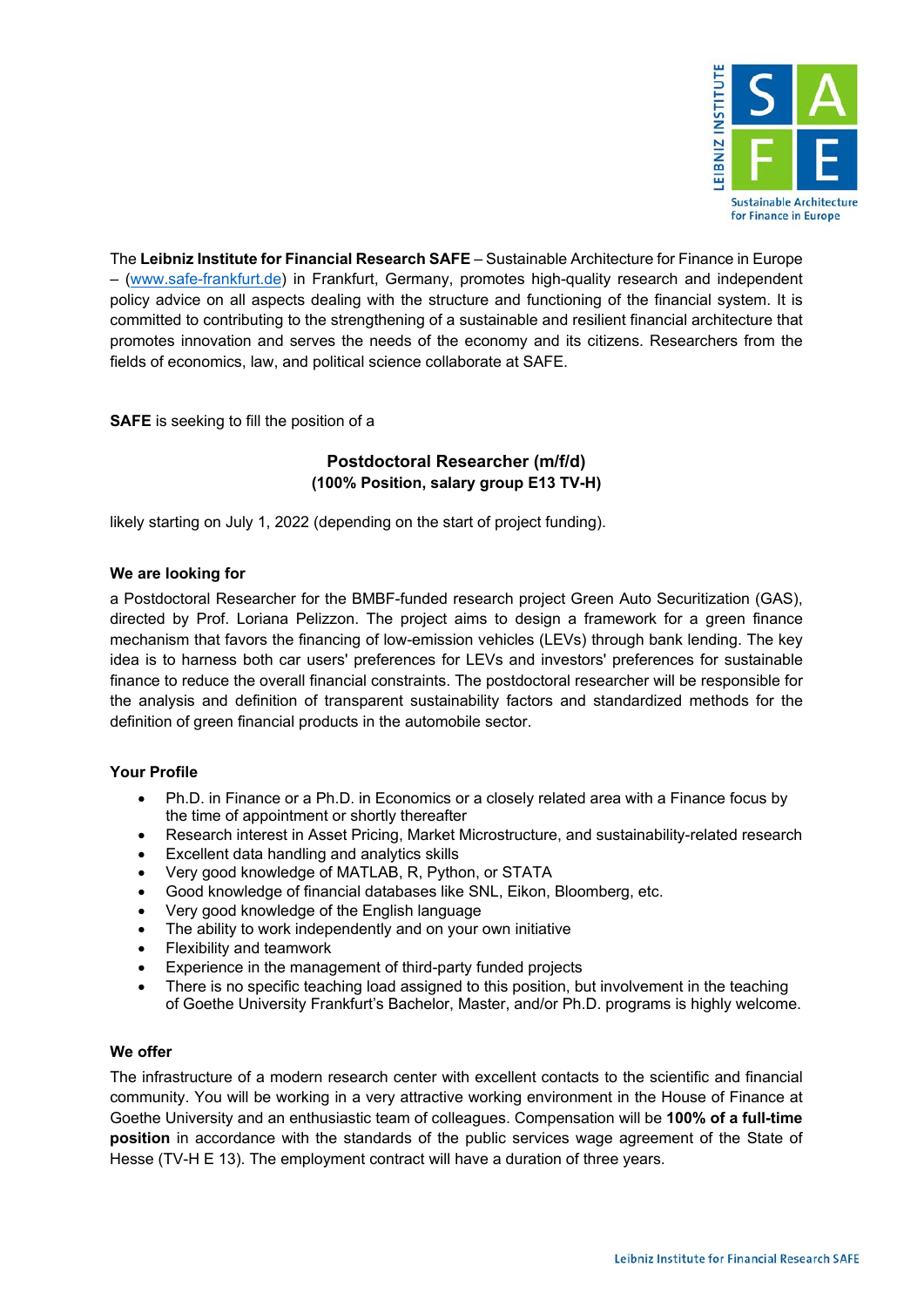The **Leibniz Institute for Financial Research SAFE** – Sustainable Architecture for Finance in Europe – ([www.safe-frankfurt.de](http://www.safe-frankfurt.de)) in Frankfurt, Germany, promotes high-quality research and independent policy advice on all aspects dealing with the structure and functioning of the financial system. It is committed to contributing to the strengthening of a sustainable and resilient financial architecture that promotes innovation and serves the needs of the economy and its citizens. Researchers from the fields of economics, law, and political science collaborate at SAFE.

**SAFE** is seeking to fill the position of a

## Postdoctoral Researcher (m/f/d)
### (100% Position, salary group E13 TV-H)

likely starting on July 1, 2022 (depending on the start of project funding).

### We are looking for

a Postdoctoral Researcher for the BMBF-funded research project Green Auto Securitization (GAS), directed by Prof. Loriana Pelizzon. The project aims to design a framework for a green finance mechanism that favors the financing of low-emission vehicles (LEVs) through bank lending. The key idea is to harness both car users' preferences for LEVs and investors' preferences for sustainable finance to reduce the overall financial constraints. The postdoctoral researcher will be responsible for the analysis and definition of transparent sustainability factors and standardized methods for the definition of green financial products in the automobile sector.

### Your Profile

- Ph.D. in Finance or a Ph.D. in Economics or a closely related area with a Finance focus by the time of appointment or shortly thereafter
- Research interest in Asset Pricing, Market Microstructure, and sustainability-related research
- Excellent data handling and analytics skills
- Very good knowledge of MATLAB, R, Python, or STATA
- Good knowledge of financial databases like SNL, Eikon, Bloomberg, etc.
- Very good knowledge of the English language
- The ability to work independently and on your own initiative
- Flexibility and teamwork
- Experience in the management of third-party funded projects
- There is no specific teaching load assigned to this position, but involvement in the teaching of Goethe University Frankfurt's Bachelor, Master, and/or Ph.D. programs is highly welcome.

### We offer

The infrastructure of a modern research center with excellent contacts to the scientific and financial community. You will be working in a very attractive working environment in the House of Finance at Goethe University and an enthusiastic team of colleagues. Compensation will be **100% of a full-time position** in accordance with the standards of the public services wage agreement of the State of Hesse (TV-H E 13). The employment contract will have a duration of three years.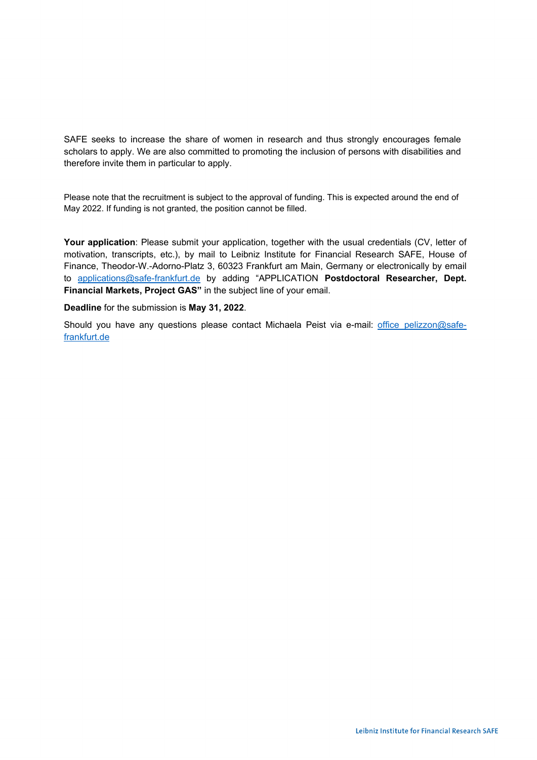SAFE seeks to increase the share of women in research and thus strongly encourages female scholars to apply. We are also committed to promoting the inclusion of persons with disabilities and therefore invite them in particular to apply.

Please note that the recruitment is subject to the approval of funding. This is expected around the end of May 2022. If funding is not granted, the position cannot be filled.

**Your application**: Please submit your application, together with the usual credentials (CV, letter of motivation, transcripts, etc.), by mail to Leibniz Institute for Financial Research SAFE, House of Finance, Theodor-W.-Adorno-Platz 3, 60323 Frankfurt am Main, Germany or electronically by email to applications@safe-frankfurt.de by adding "APPLICATION **Postdoctoral Researcher, Dept. Financial Markets, Project GAS"** in the subject line of your email.

**Deadline** for the submission is **May 31, 2022**.

Should you have any questions please contact Michaela Peist via e-mail: office_pelizzon@safe-frankfurt.de